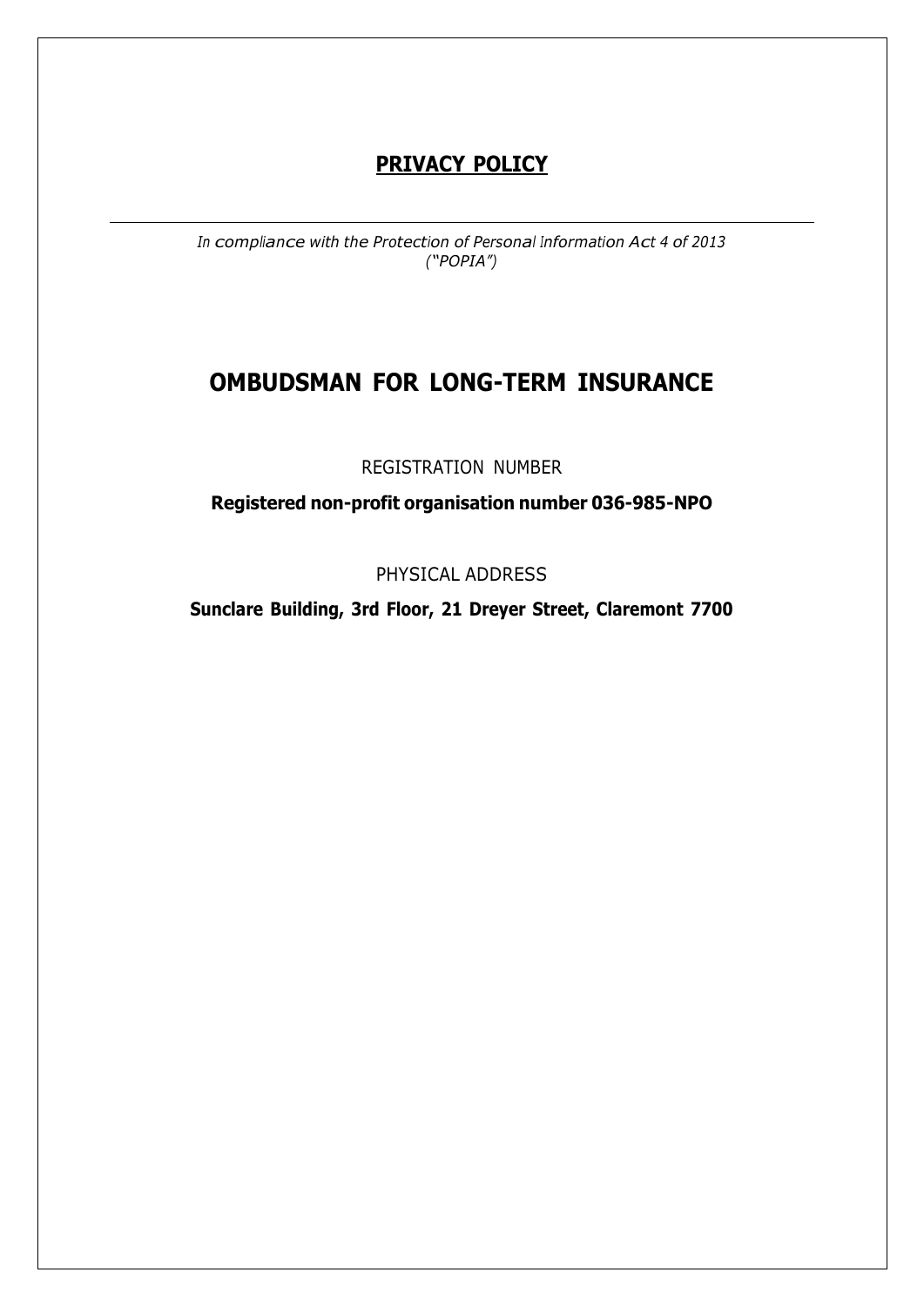# PRIVACY POLICY

---

*In compliance with the Protection of Personal Information Act 4 of 2013 ("POPIA")*

# OMBUDSMAN FOR LONG-TERM INSURANCE

REGISTRATION NUMBER

**Registered non-profit organisation number 036-985-NPO**

PHYSICAL ADDRESS

**Sunclare Building, 3rd Floor, 21 Dreyer Street, Claremont 7700**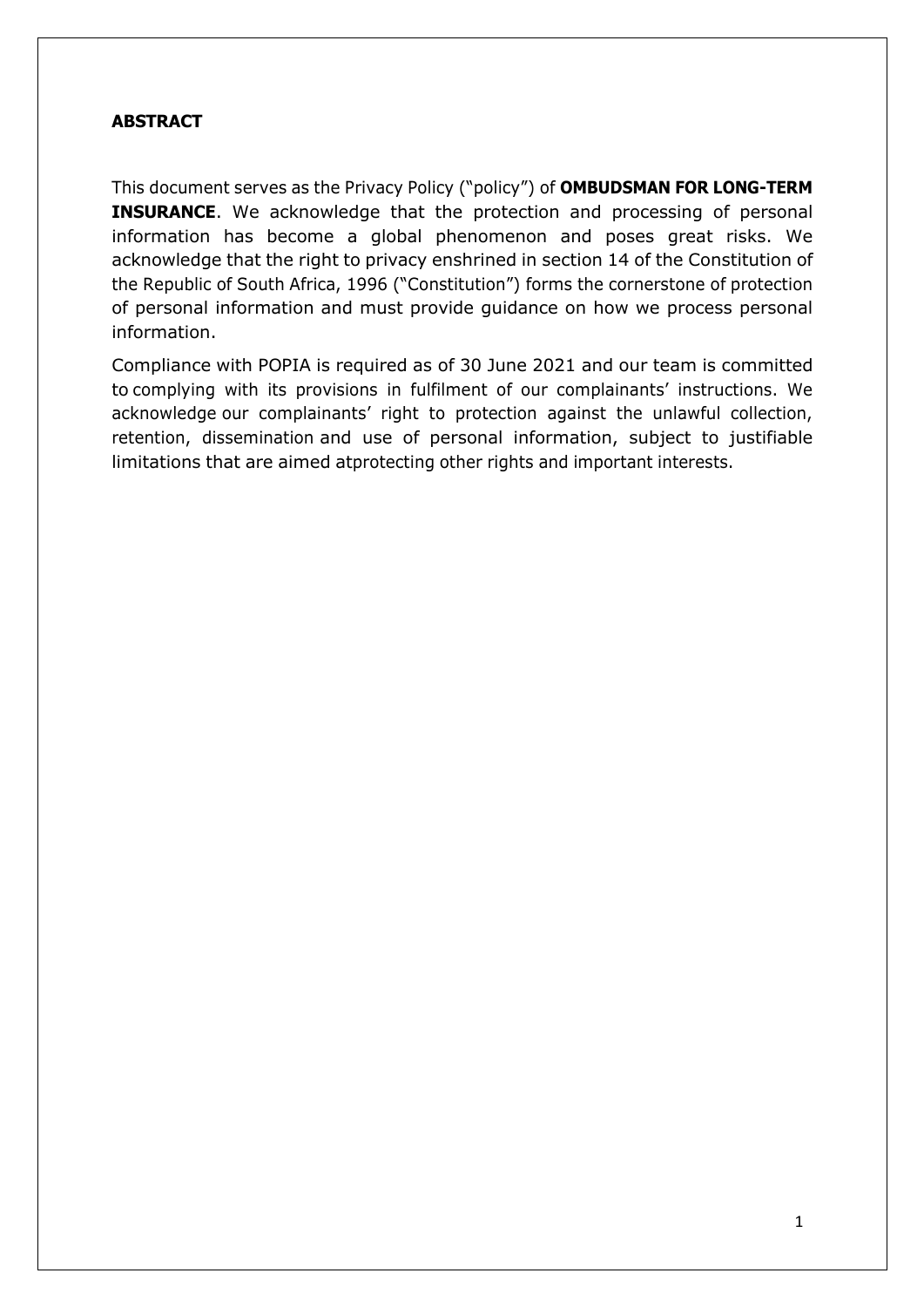**ABSTRACT**

This document serves as the Privacy Policy ("policy") of **OMBUDSMAN FOR LONG-TERM INSURANCE**. We acknowledge that the protection and processing of personal information has become a global phenomenon and poses great risks. We acknowledge that the right to privacy enshrined in section 14 of the Constitution of the Republic of South Africa, 1996 ("Constitution") forms the cornerstone of protection of personal information and must provide guidance on how we process personal information.

Compliance with POPIA is required as of 30 June 2021 and our team is committed to complying with its provisions in fulfilment of our complainants' instructions. We acknowledge our complainants' right to protection against the unlawful collection, retention, dissemination and use of personal information, subject to justifiable limitations that are aimed atprotecting other rights and important interests.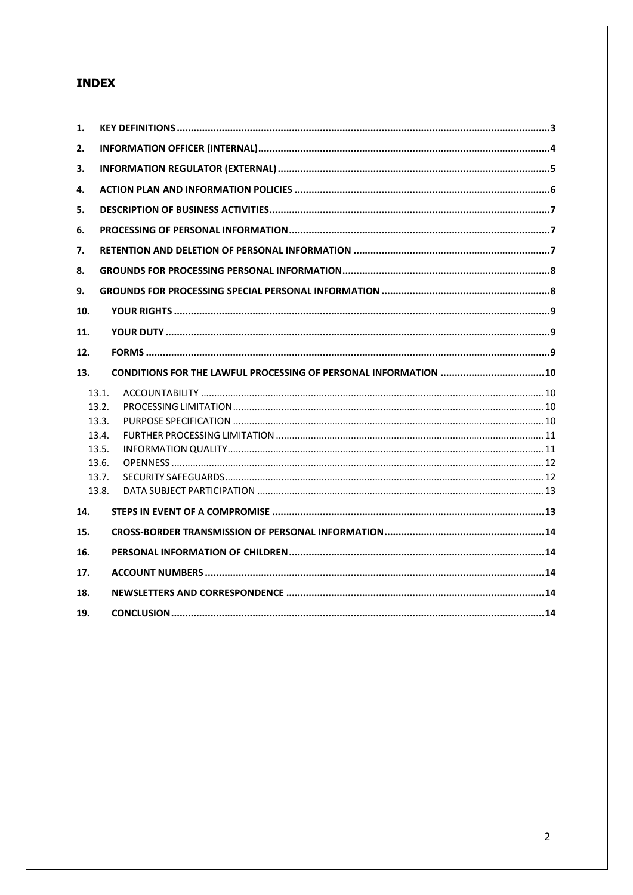## INDEX

1. KEY DEFINITIONS ........ 3
2. INFORMATION OFFICER (INTERNAL) ........ 4
3. INFORMATION REGULATOR (EXTERNAL) ........ 5
4. ACTION PLAN AND INFORMATION POLICIES ........ 6
5. DESCRIPTION OF BUSINESS ACTIVITIES ........ 7
6. PROCESSING OF PERSONAL INFORMATION ........ 7
7. RETENTION AND DELETION OF PERSONAL INFORMATION ........ 7
8. GROUNDS FOR PROCESSING PERSONAL INFORMATION ........ 8
9. GROUNDS FOR PROCESSING SPECIAL PERSONAL INFORMATION ........ 8
10. YOUR RIGHTS ........ 9
11. YOUR DUTY ........ 9
12. FORMS ........ 9
13. CONDITIONS FOR THE LAWFUL PROCESSING OF PERSONAL INFORMATION ........ 10
    - 13.1. ACCOUNTABILITY ........ 10
    - 13.2. PROCESSING LIMITATION ........ 10
    - 13.3. PURPOSE SPECIFICATION ........ 10
    - 13.4. FURTHER PROCESSING LIMITATION ........ 11
    - 13.5. INFORMATION QUALITY ........ 11
    - 13.6. OPENNESS ........ 12
    - 13.7. SECURITY SAFEGUARDS ........ 12
    - 13.8. DATA SUBJECT PARTICIPATION ........ 13
14. STEPS IN EVENT OF A COMPROMISE ........ 13
15. CROSS-BORDER TRANSMISSION OF PERSONAL INFORMATION ........ 14
16. PERSONAL INFORMATION OF CHILDREN ........ 14
17. ACCOUNT NUMBERS ........ 14
18. NEWSLETTERS AND CORRESPONDENCE ........ 14
19. CONCLUSION ........ 14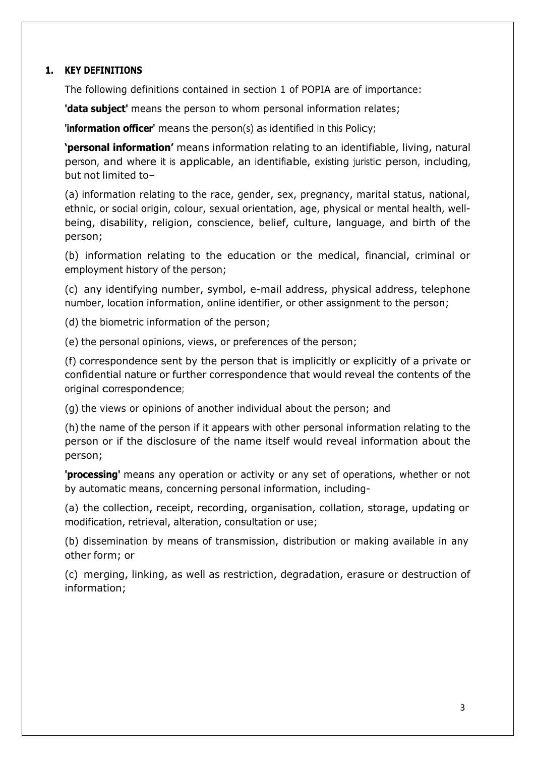## 1. KEY DEFINITIONS

The following definitions contained in section 1 of POPIA are of importance:

**'data subject'** means the person to whom personal information relates;

**'information officer'** means the person(s) as identified in this Policy;

**'personal information'** means information relating to an identifiable, living, natural person, and where it is applicable, an identifiable, existing juristic person, including, but not limited to–

(a) information relating to the race, gender, sex, pregnancy, marital status, national, ethnic, or social origin, colour, sexual orientation, age, physical or mental health, well-being, disability, religion, conscience, belief, culture, language, and birth of the person;

(b) information relating to the education or the medical, financial, criminal or employment history of the person;

(c) any identifying number, symbol, e-mail address, physical address, telephone number, location information, online identifier, or other assignment to the person;

(d) the biometric information of the person;

(e) the personal opinions, views, or preferences of the person;

(f) correspondence sent by the person that is implicitly or explicitly of a private or confidential nature or further correspondence that would reveal the contents of the original correspondence;

(g) the views or opinions of another individual about the person; and

(h) the name of the person if it appears with other personal information relating to the person or if the disclosure of the name itself would reveal information about the person;

**'processing'** means any operation or activity or any set of operations, whether or not by automatic means, concerning personal information, including-

(a) the collection, receipt, recording, organisation, collation, storage, updating or modification, retrieval, alteration, consultation or use;

(b) dissemination by means of transmission, distribution or making available in any other form; or

(c) merging, linking, as well as restriction, degradation, erasure or destruction of information;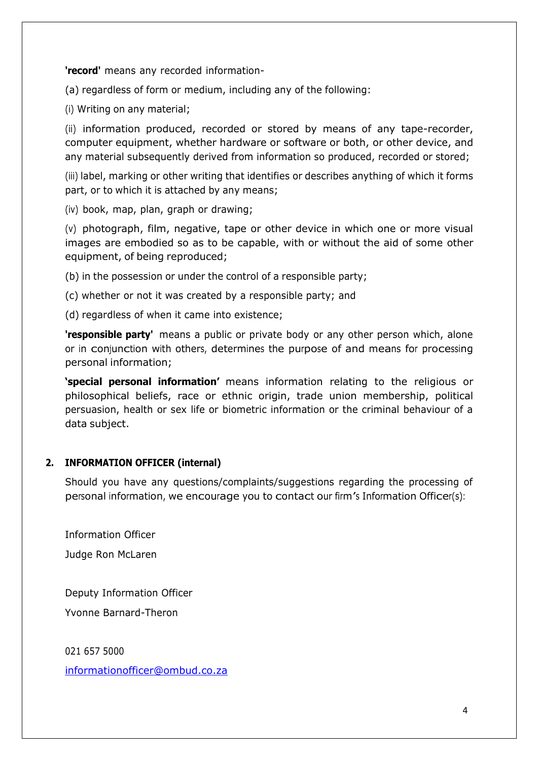**'record'** means any recorded information-

(a) regardless of form or medium, including any of the following:

(i) Writing on any material;

(ii) information produced, recorded or stored by means of any tape-recorder, computer equipment, whether hardware or software or both, or other device, and any material subsequently derived from information so produced, recorded or stored;

(iii) label, marking or other writing that identifies or describes anything of which it forms part, or to which it is attached by any means;

(iv) book, map, plan, graph or drawing;

(v) photograph, film, negative, tape or other device in which one or more visual images are embodied so as to be capable, with or without the aid of some other equipment, of being reproduced;

(b) in the possession or under the control of a responsible party;

(c) whether or not it was created by a responsible party; and

(d) regardless of when it came into existence;

**'responsible party'** means a public or private body or any other person which, alone or in conjunction with others, determines the purpose of and means for processing personal information;

**'special personal information'** means information relating to the religious or philosophical beliefs, race or ethnic origin, trade union membership, political persuasion, health or sex life or biometric information or the criminal behaviour of a data subject.

## 2. INFORMATION OFFICER (internal)

Should you have any questions/complaints/suggestions regarding the processing of personal information, we encourage you to contact our firm's Information Officer(s):

Information Officer

Judge Ron McLaren

Deputy Information Officer

Yvonne Barnard-Theron

021 657 5000

informationofficer@ombud.co.za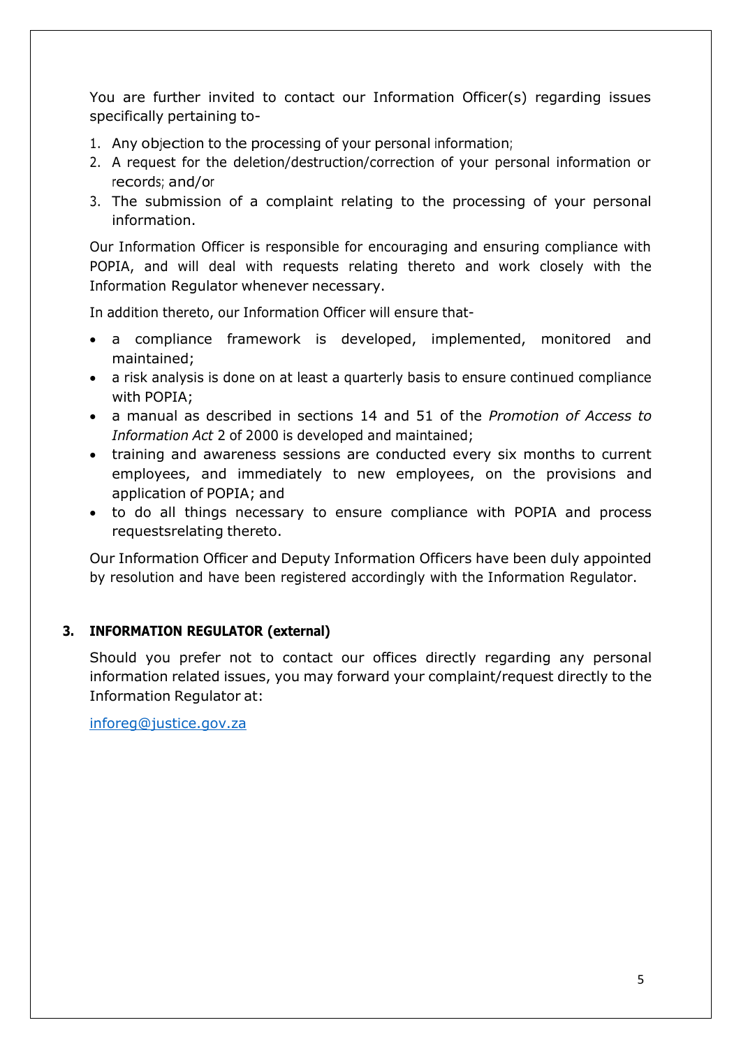You are further invited to contact our Information Officer(s) regarding issues specifically pertaining to-

1. Any objection to the processing of your personal information;
2. A request for the deletion/destruction/correction of your personal information or records; and/or
3. The submission of a complaint relating to the processing of your personal information.

Our Information Officer is responsible for encouraging and ensuring compliance with POPIA, and will deal with requests relating thereto and work closely with the Information Regulator whenever necessary.

In addition thereto, our Information Officer will ensure that-

- a compliance framework is developed, implemented, monitored and maintained;
- a risk analysis is done on at least a quarterly basis to ensure continued compliance with POPIA;
- a manual as described in sections 14 and 51 of the *Promotion of Access to Information Act* 2 of 2000 is developed and maintained;
- training and awareness sessions are conducted every six months to current employees, and immediately to new employees, on the provisions and application of POPIA; and
- to do all things necessary to ensure compliance with POPIA and process requestsrelating thereto.

Our Information Officer and Deputy Information Officers have been duly appointed by resolution and have been registered accordingly with the Information Regulator.

## 3. INFORMATION REGULATOR (external)

Should you prefer not to contact our offices directly regarding any personal information related issues, you may forward your complaint/request directly to the Information Regulator at:

[inforeg@justice.gov.za](mailto:inforeg@justice.gov.za)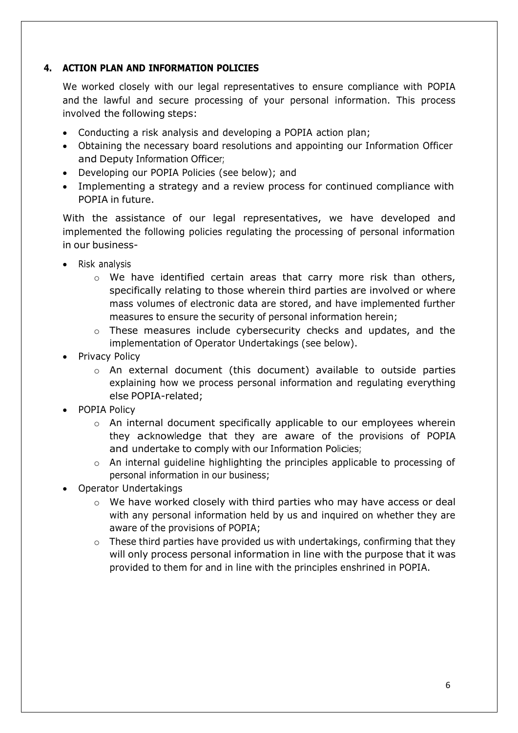## 4. ACTION PLAN AND INFORMATION POLICIES

We worked closely with our legal representatives to ensure compliance with POPIA and the lawful and secure processing of your personal information. This process involved the following steps:

- Conducting a risk analysis and developing a POPIA action plan;
- Obtaining the necessary board resolutions and appointing our Information Officer and Deputy Information Officer;
- Developing our POPIA Policies (see below); and
- Implementing a strategy and a review process for continued compliance with POPIA in future.

With the assistance of our legal representatives, we have developed and implemented the following policies regulating the processing of personal information in our business-

- Risk analysis
    - We have identified certain areas that carry more risk than others, specifically relating to those wherein third parties are involved or where mass volumes of electronic data are stored, and have implemented further measures to ensure the security of personal information herein;
    - These measures include cybersecurity checks and updates, and the implementation of Operator Undertakings (see below).
- Privacy Policy
    - An external document (this document) available to outside parties explaining how we process personal information and regulating everything else POPIA-related;
- POPIA Policy
    - An internal document specifically applicable to our employees wherein they acknowledge that they are aware of the provisions of POPIA and undertake to comply with our Information Policies;
    - An internal guideline highlighting the principles applicable to processing of personal information in our business;
- Operator Undertakings
    - We have worked closely with third parties who may have access or deal with any personal information held by us and inquired on whether they are aware of the provisions of POPIA;
    - These third parties have provided us with undertakings, confirming that they will only process personal information in line with the purpose that it was provided to them for and in line with the principles enshrined in POPIA.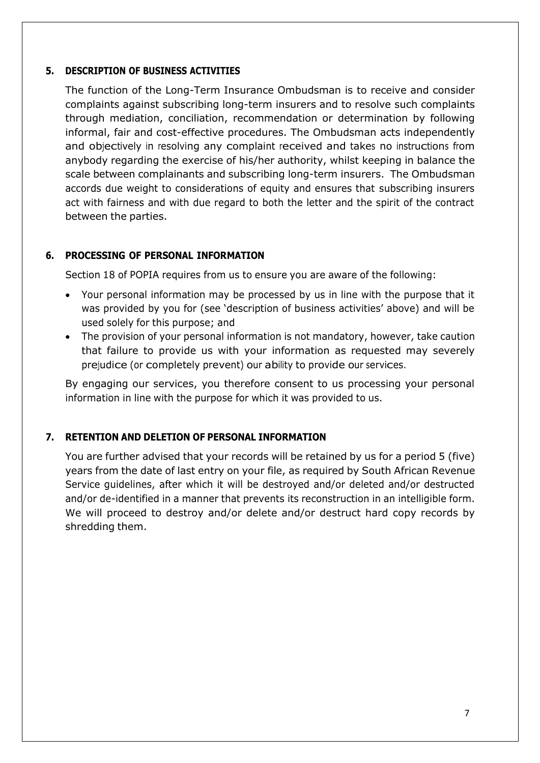## 5. DESCRIPTION OF BUSINESS ACTIVITIES

The function of the Long-Term Insurance Ombudsman is to receive and consider complaints against subscribing long-term insurers and to resolve such complaints through mediation, conciliation, recommendation or determination by following informal, fair and cost-effective procedures. The Ombudsman acts independently and objectively in resolving any complaint received and takes no instructions from anybody regarding the exercise of his/her authority, whilst keeping in balance the scale between complainants and subscribing long-term insurers. The Ombudsman accords due weight to considerations of equity and ensures that subscribing insurers act with fairness and with due regard to both the letter and the spirit of the contract between the parties.

## 6. PROCESSING OF PERSONAL INFORMATION

Section 18 of POPIA requires from us to ensure you are aware of the following:

- Your personal information may be processed by us in line with the purpose that it was provided by you for (see 'description of business activities' above) and will be used solely for this purpose; and
- The provision of your personal information is not mandatory, however, take caution that failure to provide us with your information as requested may severely prejudice (or completely prevent) our ability to provide our services.

By engaging our services, you therefore consent to us processing your personal information in line with the purpose for which it was provided to us.

## 7. RETENTION AND DELETION OF PERSONAL INFORMATION

You are further advised that your records will be retained by us for a period 5 (five) years from the date of last entry on your file, as required by South African Revenue Service guidelines, after which it will be destroyed and/or deleted and/or destructed and/or de-identified in a manner that prevents its reconstruction in an intelligible form. We will proceed to destroy and/or delete and/or destruct hard copy records by shredding them.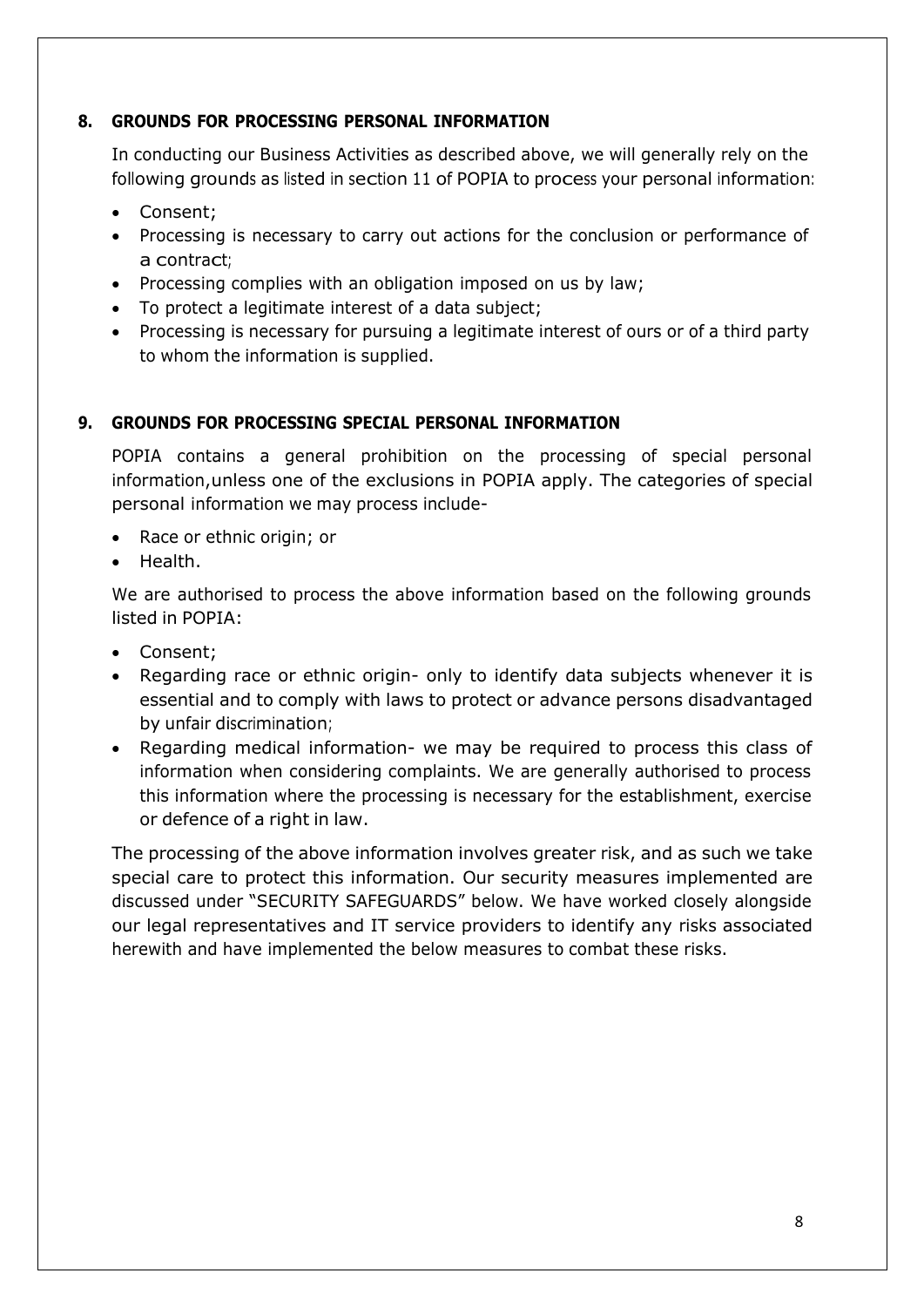## 8. GROUNDS FOR PROCESSING PERSONAL INFORMATION

In conducting our Business Activities as described above, we will generally rely on the following grounds as listed in section 11 of POPIA to process your personal information:

- Consent;
- Processing is necessary to carry out actions for the conclusion or performance of a contract;
- Processing complies with an obligation imposed on us by law;
- To protect a legitimate interest of a data subject;
- Processing is necessary for pursuing a legitimate interest of ours or of a third party to whom the information is supplied.

## 9. GROUNDS FOR PROCESSING SPECIAL PERSONAL INFORMATION

POPIA contains a general prohibition on the processing of special personal information,unless one of the exclusions in POPIA apply. The categories of special personal information we may process include-

- Race or ethnic origin; or
- Health.

We are authorised to process the above information based on the following grounds listed in POPIA:

- Consent;
- Regarding race or ethnic origin- only to identify data subjects whenever it is essential and to comply with laws to protect or advance persons disadvantaged by unfair discrimination;
- Regarding medical information- we may be required to process this class of information when considering complaints. We are generally authorised to process this information where the processing is necessary for the establishment, exercise or defence of a right in law.

The processing of the above information involves greater risk, and as such we take special care to protect this information. Our security measures implemented are discussed under "SECURITY SAFEGUARDS" below. We have worked closely alongside our legal representatives and IT service providers to identify any risks associated herewith and have implemented the below measures to combat these risks.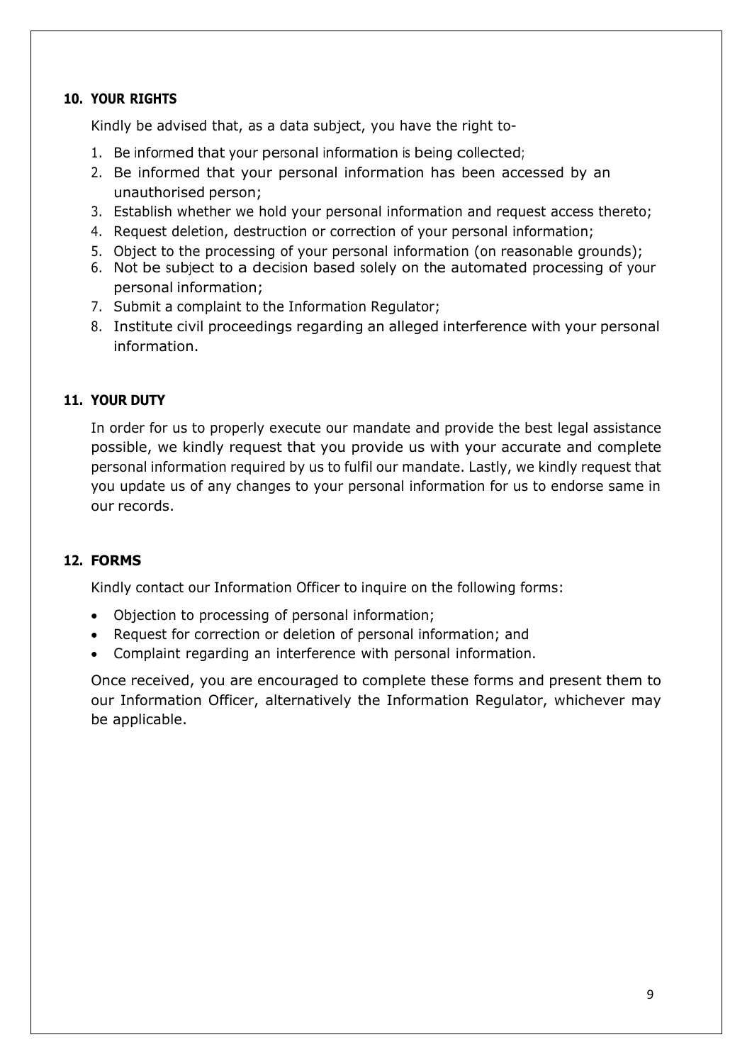## 10. YOUR RIGHTS

Kindly be advised that, as a data subject, you have the right to-

1. Be informed that your personal information is being collected;
2. Be informed that your personal information has been accessed by an unauthorised person;
3. Establish whether we hold your personal information and request access thereto;
4. Request deletion, destruction or correction of your personal information;
5. Object to the processing of your personal information (on reasonable grounds);
6. Not be subject to a decision based solely on the automated processing of your personal information;
7. Submit a complaint to the Information Regulator;
8. Institute civil proceedings regarding an alleged interference with your personal information.

## 11. YOUR DUTY

In order for us to properly execute our mandate and provide the best legal assistance possible, we kindly request that you provide us with your accurate and complete personal information required by us to fulfil our mandate. Lastly, we kindly request that you update us of any changes to your personal information for us to endorse same in our records.

## 12. FORMS

Kindly contact our Information Officer to inquire on the following forms:

- Objection to processing of personal information;
- Request for correction or deletion of personal information; and
- Complaint regarding an interference with personal information.

Once received, you are encouraged to complete these forms and present them to our Information Officer, alternatively the Information Regulator, whichever may be applicable.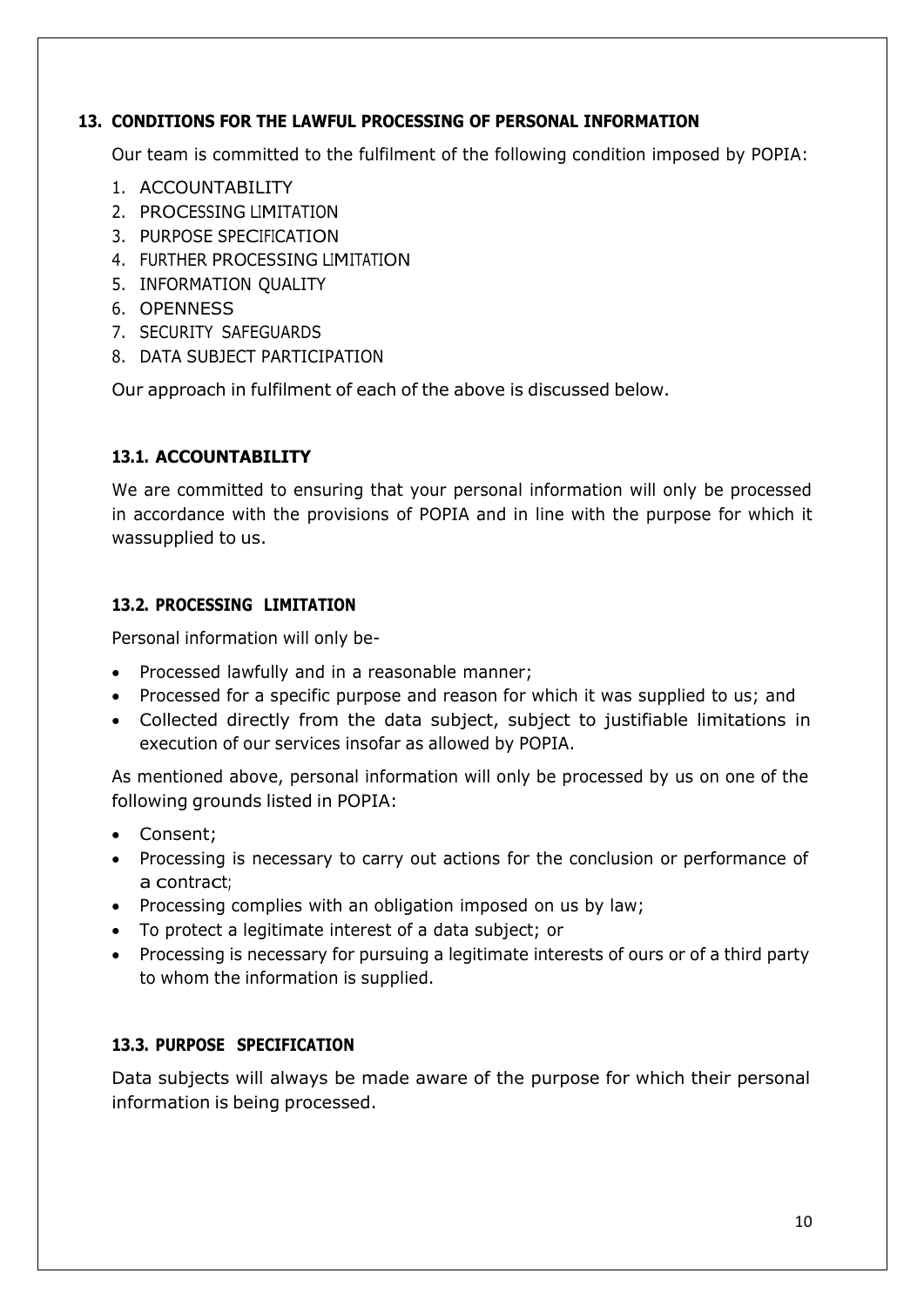## 13. CONDITIONS FOR THE LAWFUL PROCESSING OF PERSONAL INFORMATION

Our team is committed to the fulfilment of the following condition imposed by POPIA:

1. ACCOUNTABILITY
2. PROCESSING LIMITATION
3. PURPOSE SPECIFICATION
4. FURTHER PROCESSING LIMITATION
5. INFORMATION QUALITY
6. OPENNESS
7. SECURITY SAFEGUARDS
8. DATA SUBJECT PARTICIPATION

Our approach in fulfilment of each of the above is discussed below.

### 13.1. ACCOUNTABILITY

We are committed to ensuring that your personal information will only be processed in accordance with the provisions of POPIA and in line with the purpose for which it wassupplied to us.

### 13.2. PROCESSING LIMITATION

Personal information will only be-

- Processed lawfully and in a reasonable manner;
- Processed for a specific purpose and reason for which it was supplied to us; and
- Collected directly from the data subject, subject to justifiable limitations in execution of our services insofar as allowed by POPIA.

As mentioned above, personal information will only be processed by us on one of the following grounds listed in POPIA:

- Consent;
- Processing is necessary to carry out actions for the conclusion or performance of a contract;
- Processing complies with an obligation imposed on us by law;
- To protect a legitimate interest of a data subject; or
- Processing is necessary for pursuing a legitimate interests of ours or of a third party to whom the information is supplied.

### 13.3. PURPOSE SPECIFICATION

Data subjects will always be made aware of the purpose for which their personal information is being processed.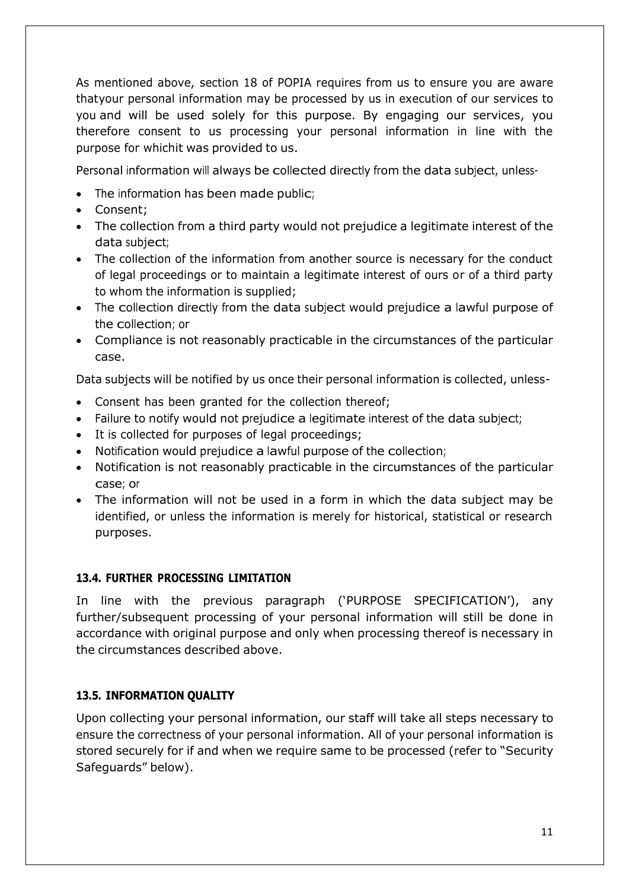As mentioned above, section 18 of POPIA requires from us to ensure you are aware thatyour personal information may be processed by us in execution of our services to you and will be used solely for this purpose. By engaging our services, you therefore consent to us processing your personal information in line with the purpose for whichit was provided to us.

Personal information will always be collected directly from the data subject, unless-

- The information has been made public;
- Consent;
- The collection from a third party would not prejudice a legitimate interest of the data subject;
- The collection of the information from another source is necessary for the conduct of legal proceedings or to maintain a legitimate interest of ours or of a third party to whom the information is supplied;
- The collection directly from the data subject would prejudice a lawful purpose of the collection; or
- Compliance is not reasonably practicable in the circumstances of the particular case.

Data subjects will be notified by us once their personal information is collected, unless-

- Consent has been granted for the collection thereof;
- Failure to notify would not prejudice a legitimate interest of the data subject;
- It is collected for purposes of legal proceedings;
- Notification would prejudice a lawful purpose of the collection;
- Notification is not reasonably practicable in the circumstances of the particular case; or
- The information will not be used in a form in which the data subject may be identified, or unless the information is merely for historical, statistical or research purposes.

### 13.4. FURTHER PROCESSING LIMITATION

In line with the previous paragraph ('PURPOSE SPECIFICATION'), any further/subsequent processing of your personal information will still be done in accordance with original purpose and only when processing thereof is necessary in the circumstances described above.

### 13.5. INFORMATION QUALITY

Upon collecting your personal information, our staff will take all steps necessary to ensure the correctness of your personal information. All of your personal information is stored securely for if and when we require same to be processed (refer to "Security Safeguards" below).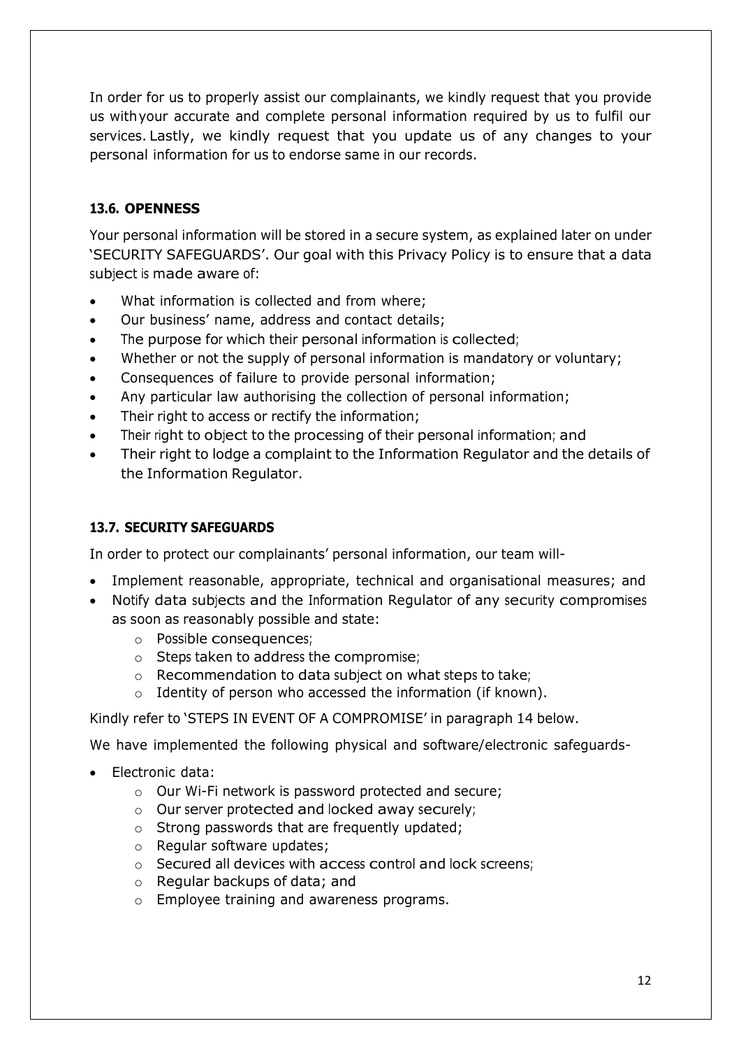In order for us to properly assist our complainants, we kindly request that you provide us with your accurate and complete personal information required by us to fulfil our services. Lastly, we kindly request that you update us of any changes to your personal information for us to endorse same in our records.

### 13.6. OPENNESS

Your personal information will be stored in a secure system, as explained later on under 'SECURITY SAFEGUARDS'. Our goal with this Privacy Policy is to ensure that a data subject is made aware of:

- What information is collected and from where;
- Our business' name, address and contact details;
- The purpose for which their personal information is collected;
- Whether or not the supply of personal information is mandatory or voluntary;
- Consequences of failure to provide personal information;
- Any particular law authorising the collection of personal information;
- Their right to access or rectify the information;
- Their right to object to the processing of their personal information; and
- Their right to lodge a complaint to the Information Regulator and the details of the Information Regulator.

### 13.7. SECURITY SAFEGUARDS

In order to protect our complainants' personal information, our team will-

- Implement reasonable, appropriate, technical and organisational measures; and
- Notify data subjects and the Information Regulator of any security compromises as soon as reasonably possible and state:
  - Possible consequences;
  - Steps taken to address the compromise;
  - Recommendation to data subject on what steps to take;
  - Identity of person who accessed the information (if known).

Kindly refer to 'STEPS IN EVENT OF A COMPROMISE' in paragraph 14 below.

We have implemented the following physical and software/electronic safeguards-

- Electronic data:
  - Our Wi-Fi network is password protected and secure;
  - Our server protected and locked away securely;
  - Strong passwords that are frequently updated;
  - Regular software updates;
  - Secured all devices with access control and lock screens;
  - Regular backups of data; and
  - Employee training and awareness programs.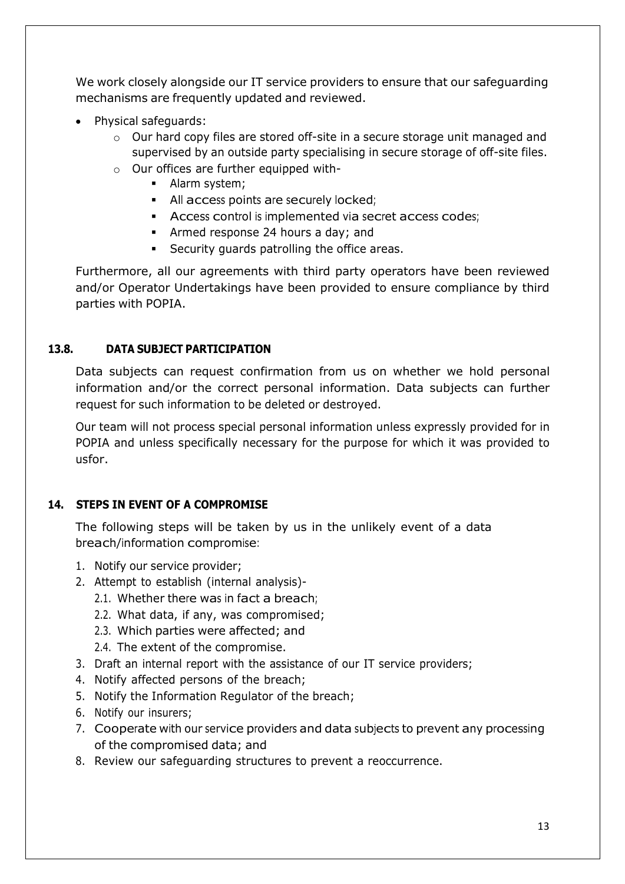We work closely alongside our IT service providers to ensure that our safeguarding mechanisms are frequently updated and reviewed.

- Physical safeguards:
  - Our hard copy files are stored off-site in a secure storage unit managed and supervised by an outside party specialising in secure storage of off-site files.
  - Our offices are further equipped with-
    - Alarm system;
    - All access points are securely locked;
    - Access control is implemented via secret access codes;
    - Armed response 24 hours a day; and
    - Security guards patrolling the office areas.

Furthermore, all our agreements with third party operators have been reviewed and/or Operator Undertakings have been provided to ensure compliance by third parties with POPIA.

### 13.8. DATA SUBJECT PARTICIPATION

Data subjects can request confirmation from us on whether we hold personal information and/or the correct personal information. Data subjects can further request for such information to be deleted or destroyed.

Our team will not process special personal information unless expressly provided for in POPIA and unless specifically necessary for the purpose for which it was provided to usfor.

## 14. STEPS IN EVENT OF A COMPROMISE

The following steps will be taken by us in the unlikely event of a data breach/information compromise:

1. Notify our service provider;
2. Attempt to establish (internal analysis)-
   2.1. Whether there was in fact a breach;
   2.2. What data, if any, was compromised;
   2.3. Which parties were affected; and
   2.4. The extent of the compromise.
3. Draft an internal report with the assistance of our IT service providers;
4. Notify affected persons of the breach;
5. Notify the Information Regulator of the breach;
6. Notify our insurers;
7. Cooperate with our service providers and data subjects to prevent any processing of the compromised data; and
8. Review our safeguarding structures to prevent a reoccurrence.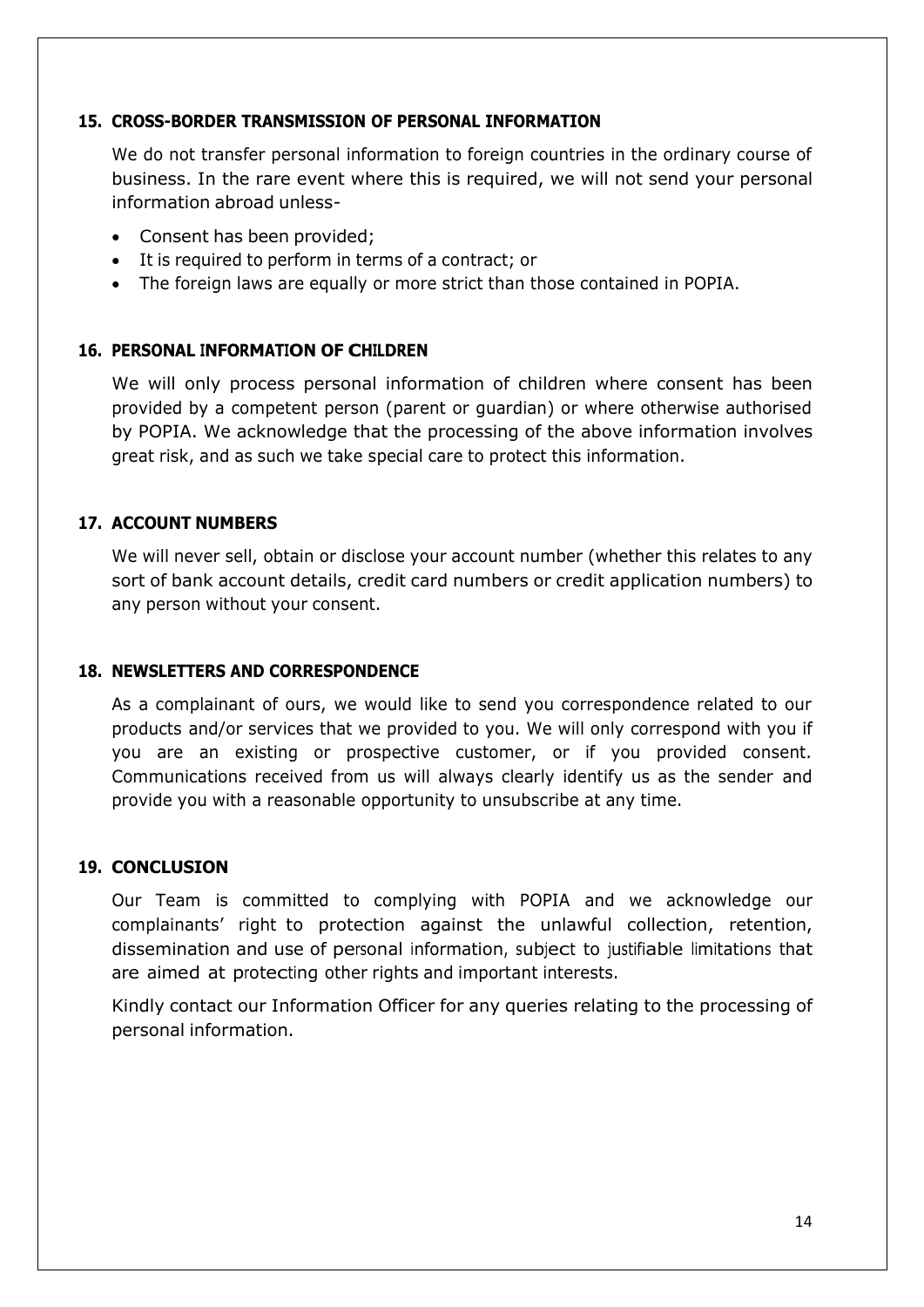## 15. CROSS-BORDER TRANSMISSION OF PERSONAL INFORMATION

We do not transfer personal information to foreign countries in the ordinary course of business. In the rare event where this is required, we will not send your personal information abroad unless-

- Consent has been provided;
- It is required to perform in terms of a contract; or
- The foreign laws are equally or more strict than those contained in POPIA.

## 16. PERSONAL INFORMATION OF CHILDREN

We will only process personal information of children where consent has been provided by a competent person (parent or guardian) or where otherwise authorised by POPIA. We acknowledge that the processing of the above information involves great risk, and as such we take special care to protect this information.

## 17. ACCOUNT NUMBERS

We will never sell, obtain or disclose your account number (whether this relates to any sort of bank account details, credit card numbers or credit application numbers) to any person without your consent.

## 18. NEWSLETTERS AND CORRESPONDENCE

As a complainant of ours, we would like to send you correspondence related to our products and/or services that we provided to you. We will only correspond with you if you are an existing or prospective customer, or if you provided consent. Communications received from us will always clearly identify us as the sender and provide you with a reasonable opportunity to unsubscribe at any time.

## 19. CONCLUSION

Our Team is committed to complying with POPIA and we acknowledge our complainants' right to protection against the unlawful collection, retention, dissemination and use of personal information, subject to justifiable limitations that are aimed at protecting other rights and important interests.

Kindly contact our Information Officer for any queries relating to the processing of personal information.